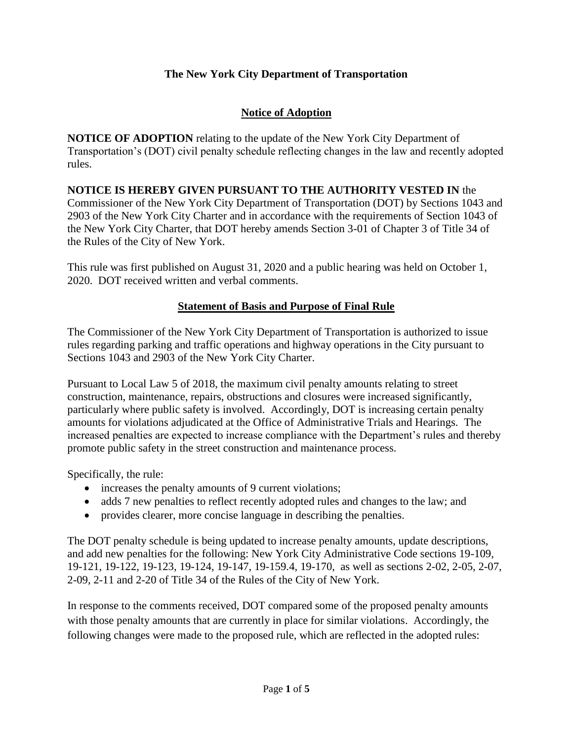**The New York City Department of Transportation**

**Notice of Adoption**

**NOTICE OF ADOPTION** relating to the update of the New York City Department of Transportation's (DOT) civil penalty schedule reflecting changes in the law and recently adopted rules.

**NOTICE IS HEREBY GIVEN PURSUANT TO THE AUTHORITY VESTED IN** the Commissioner of the New York City Department of Transportation (DOT) by Sections 1043 and 2903 of the New York City Charter and in accordance with the requirements of Section 1043 of the New York City Charter, that DOT hereby amends Section 3-01 of Chapter 3 of Title 34 of the Rules of the City of New York.

This rule was first published on August 31, 2020 and a public hearing was held on October 1, 2020. DOT received written and verbal comments.

**Statement of Basis and Purpose of Final Rule**

The Commissioner of the New York City Department of Transportation is authorized to issue rules regarding parking and traffic operations and highway operations in the City pursuant to Sections 1043 and 2903 of the New York City Charter.

Pursuant to Local Law 5 of 2018, the maximum civil penalty amounts relating to street construction, maintenance, repairs, obstructions and closures were increased significantly, particularly where public safety is involved. Accordingly, DOT is increasing certain penalty amounts for violations adjudicated at the Office of Administrative Trials and Hearings. The increased penalties are expected to increase compliance with the Department's rules and thereby promote public safety in the street construction and maintenance process.

Specifically, the rule:

- increases the penalty amounts of 9 current violations;
- adds 7 new penalties to reflect recently adopted rules and changes to the law; and
- provides clearer, more concise language in describing the penalties.

The DOT penalty schedule is being updated to increase penalty amounts, update descriptions, and add new penalties for the following: New York City Administrative Code sections 19-109, 19-121, 19-122, 19-123, 19-124, 19-147, 19-159.4, 19-170, as well as sections 2-02, 2-05, 2-07, 2-09, 2-11 and 2-20 of Title 34 of the Rules of the City of New York.

In response to the comments received, DOT compared some of the proposed penalty amounts with those penalty amounts that are currently in place for similar violations. Accordingly, the following changes were made to the proposed rule, which are reflected in the adopted rules: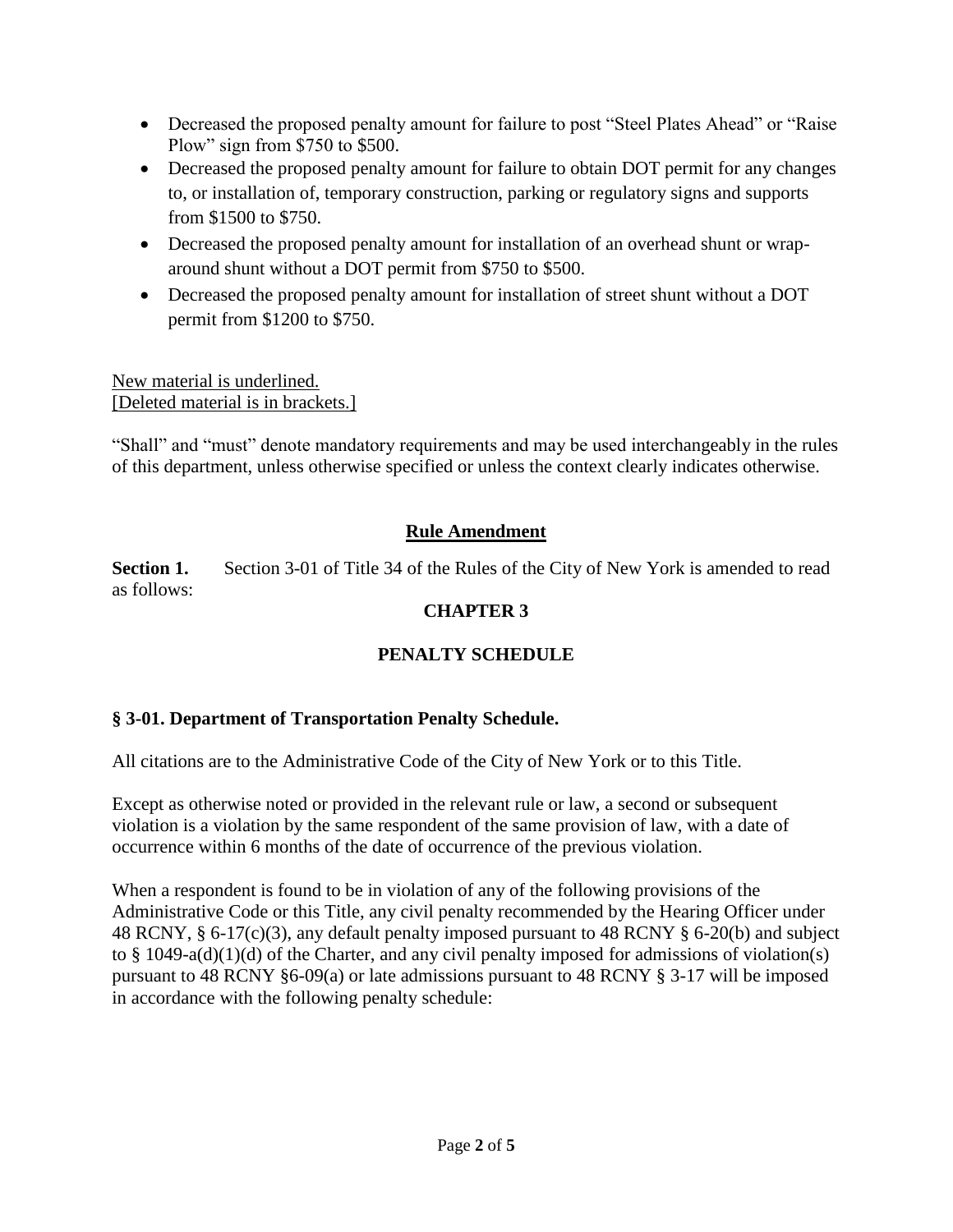- Decreased the proposed penalty amount for failure to post "Steel Plates Ahead" or "Raise Plow" sign from $750 to $500.
- Decreased the proposed penalty amount for failure to obtain DOT permit for any changes to, or installation of, temporary construction, parking or regulatory signs and supports from $1500 to $750.
- Decreased the proposed penalty amount for installation of an overhead shunt or wrap-around shunt without a DOT permit from $750 to $500.
- Decreased the proposed penalty amount for installation of street shunt without a DOT permit from $1200 to $750.

<u>New material is underlined.</u>
<u>[Deleted material is in brackets.]</u>

"Shall" and "must" denote mandatory requirements and may be used interchangeably in the rules of this department, unless otherwise specified or unless the context clearly indicates otherwise.

## <u>Rule Amendment</u>

**Section 1.** Section 3-01 of Title 34 of the Rules of the City of New York is amended to read as follows:

## CHAPTER 3

## PENALTY SCHEDULE

### § 3-01. Department of Transportation Penalty Schedule.

All citations are to the Administrative Code of the City of New York or to this Title.

Except as otherwise noted or provided in the relevant rule or law, a second or subsequent violation is a violation by the same respondent of the same provision of law, with a date of occurrence within 6 months of the date of occurrence of the previous violation.

When a respondent is found to be in violation of any of the following provisions of the Administrative Code or this Title, any civil penalty recommended by the Hearing Officer under 48 RCNY, § 6-17(c)(3), any default penalty imposed pursuant to 48 RCNY § 6-20(b) and subject to § 1049-a(d)(1)(d) of the Charter, and any civil penalty imposed for admissions of violation(s) pursuant to 48 RCNY §6-09(a) or late admissions pursuant to 48 RCNY § 3-17 will be imposed in accordance with the following penalty schedule: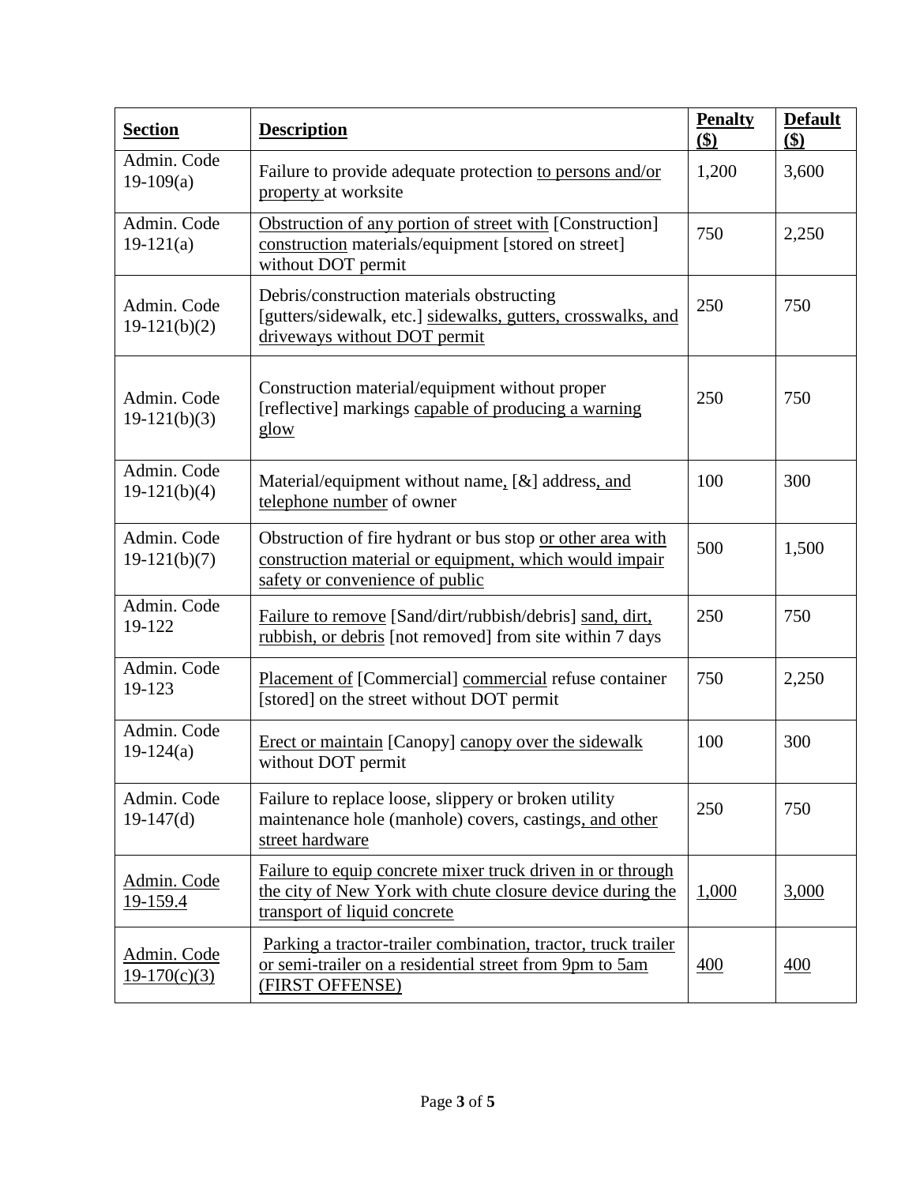| **Section** | **Description** | **Penalty ($)** | **Default ($)** |
|---|---|---|---|
| Admin. Code 19-109(a) | Failure to provide adequate protection to persons and/or property at worksite | 1,200 | 3,600 |
| Admin. Code 19-121(a) | Obstruction of any portion of street with [Construction] construction materials/equipment [stored on street] without DOT permit | 750 | 2,250 |
| Admin. Code 19-121(b)(2) | Debris/construction materials obstructing [gutters/sidewalk, etc.] sidewalks, gutters, crosswalks, and driveways without DOT permit | 250 | 750 |
| Admin. Code 19-121(b)(3) | Construction material/equipment without proper [reflective] markings capable of producing a warning glow | 250 | 750 |
| Admin. Code 19-121(b)(4) | Material/equipment without name, [&] address, and telephone number of owner | 100 | 300 |
| Admin. Code 19-121(b)(7) | Obstruction of fire hydrant or bus stop or other area with construction material or equipment, which would impair safety or convenience of public | 500 | 1,500 |
| Admin. Code 19-122 | Failure to remove [Sand/dirt/rubbish/debris] sand, dirt, rubbish, or debris [not removed] from site within 7 days | 250 | 750 |
| Admin. Code 19-123 | Placement of [Commercial] commercial refuse container [stored] on the street without DOT permit | 750 | 2,250 |
| Admin. Code 19-124(a) | Erect or maintain [Canopy] canopy over the sidewalk without DOT permit | 100 | 300 |
| Admin. Code 19-147(d) | Failure to replace loose, slippery or broken utility maintenance hole (manhole) covers, castings, and other street hardware | 250 | 750 |
| Admin. Code 19-159.4 | Failure to equip concrete mixer truck driven in or through the city of New York with chute closure device during the transport of liquid concrete | 1,000 | 3,000 |
| Admin. Code 19-170(c)(3) | Parking a tractor-trailer combination, tractor, truck trailer or semi-trailer on a residential street from 9pm to 5am (FIRST OFFENSE) | 400 | 400 |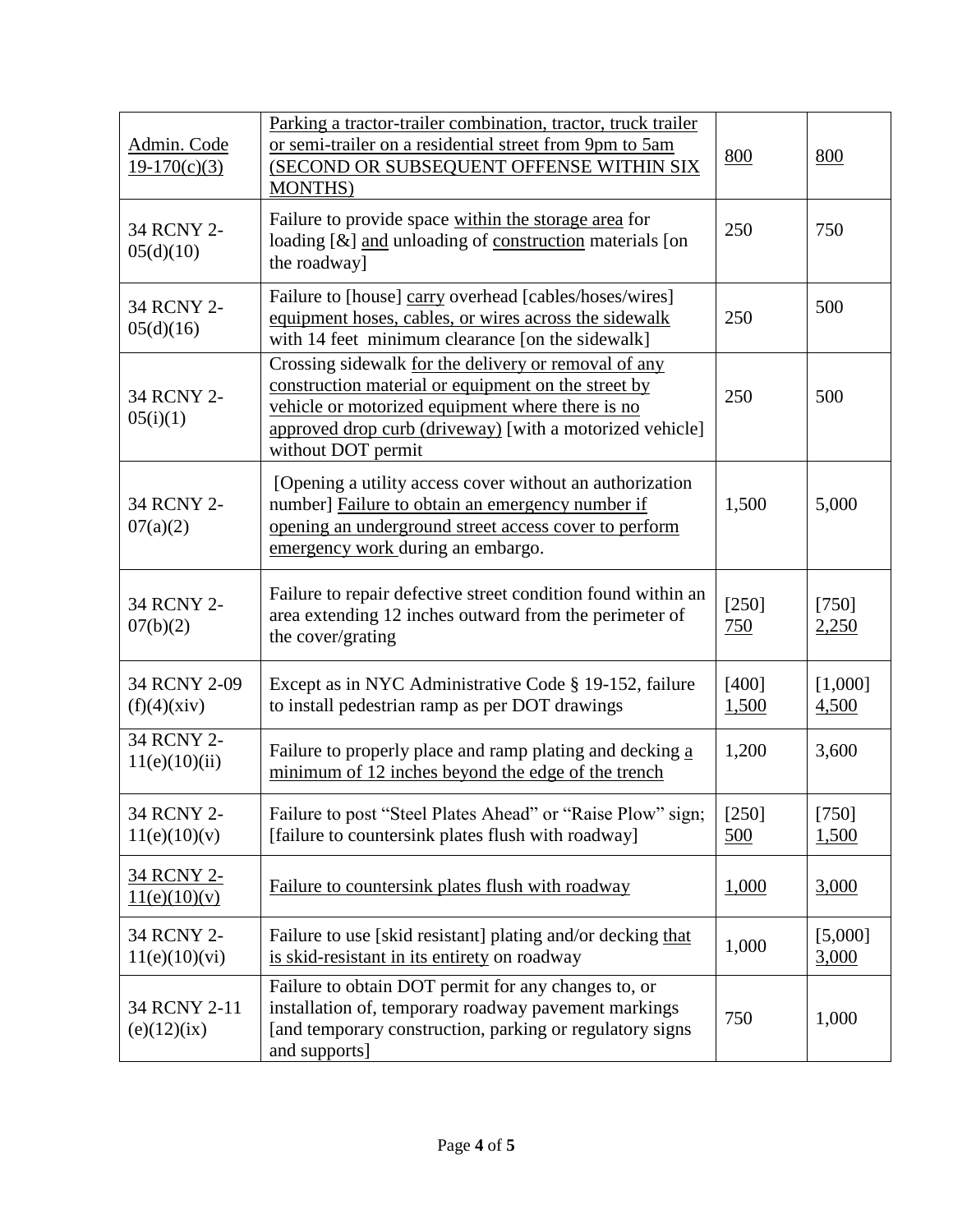| | | | |
|---|---|---|---|
| Admin. Code 19-170(c)(3) | Parking a tractor-trailer combination, tractor, truck trailer or semi-trailer on a residential street from 9pm to 5am (SECOND OR SUBSEQUENT OFFENSE WITHIN SIX MONTHS) | 800 | 800 |
| 34 RCNY 2-05(d)(10) | Failure to provide space within the storage area for loading [&] and unloading of construction materials [on the roadway] | 250 | 750 |
| 34 RCNY 2-05(d)(16) | Failure to [house] carry overhead [cables/hoses/wires] equipment hoses, cables, or wires across the sidewalk with 14 feet minimum clearance [on the sidewalk] | 250 | 500 |
| 34 RCNY 2-05(i)(1) | Crossing sidewalk for the delivery or removal of any construction material or equipment on the street by vehicle or motorized equipment where there is no approved drop curb (driveway) [with a motorized vehicle] without DOT permit | 250 | 500 |
| 34 RCNY 2-07(a)(2) | [Opening a utility access cover without an authorization number] Failure to obtain an emergency number if opening an underground street access cover to perform emergency work during an embargo. | 1,500 | 5,000 |
| 34 RCNY 2-07(b)(2) | Failure to repair defective street condition found within an area extending 12 inches outward from the perimeter of the cover/grating | [250] 750 | [750] 2,250 |
| 34 RCNY 2-09 (f)(4)(xiv) | Except as in NYC Administrative Code § 19-152, failure to install pedestrian ramp as per DOT drawings | [400] 1,500 | [1,000] 4,500 |
| 34 RCNY 2-11(e)(10)(ii) | Failure to properly place and ramp plating and decking a minimum of 12 inches beyond the edge of the trench | 1,200 | 3,600 |
| 34 RCNY 2-11(e)(10)(v) | Failure to post "Steel Plates Ahead" or "Raise Plow" sign; [failure to countersink plates flush with roadway] | [250] 500 | [750] 1,500 |
| 34 RCNY 2-11(e)(10)(v) | Failure to countersink plates flush with roadway | 1,000 | 3,000 |
| 34 RCNY 2-11(e)(10)(vi) | Failure to use [skid resistant] plating and/or decking that is skid-resistant in its entirety on roadway | 1,000 | [5,000] 3,000 |
| 34 RCNY 2-11 (e)(12)(ix) | Failure to obtain DOT permit for any changes to, or installation of, temporary roadway pavement markings [and temporary construction, parking or regulatory signs and supports] | 750 | 1,000 |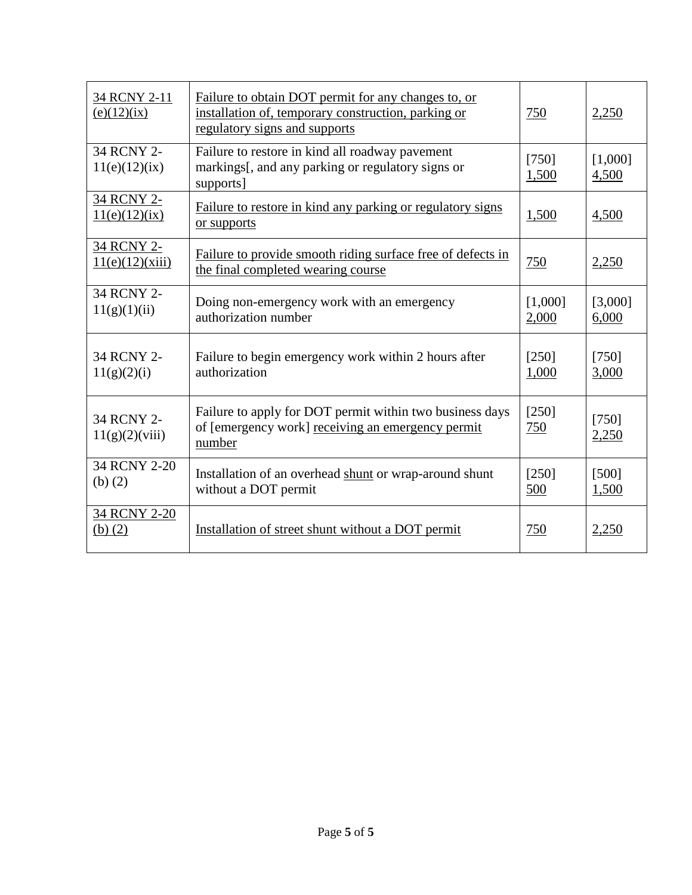| | | | |
|---|---|---|---|
| 34 RCNY 2-11 (e)(12)(ix) | Failure to obtain DOT permit for any changes to, or installation of, temporary construction, parking or regulatory signs and supports | 750 | 2,250 |
| 34 RCNY 2-11(e)(12)(ix) | Failure to restore in kind all roadway pavement markings[, and any parking or regulatory signs or supports] | [750] 1,500 | [1,000] 4,500 |
| 34 RCNY 2-11(e)(12)(ix) | Failure to restore in kind any parking or regulatory signs or supports | 1,500 | 4,500 |
| 34 RCNY 2-11(e)(12)(xiii) | Failure to provide smooth riding surface free of defects in the final completed wearing course | 750 | 2,250 |
| 34 RCNY 2-11(g)(1)(ii) | Doing non-emergency work with an emergency authorization number | [1,000] 2,000 | [3,000] 6,000 |
| 34 RCNY 2-11(g)(2)(i) | Failure to begin emergency work within 2 hours after authorization | [250] 1,000 | [750] 3,000 |
| 34 RCNY 2-11(g)(2)(viii) | Failure to apply for DOT permit within two business days of [emergency work] receiving an emergency permit number | [250] 750 | [750] 2,250 |
| 34 RCNY 2-20 (b) (2) | Installation of an overhead shunt or wrap-around shunt without a DOT permit | [250] 500 | [500] 1,500 |
| 34 RCNY 2-20 (b) (2) | Installation of street shunt without a DOT permit | 750 | 2,250 |